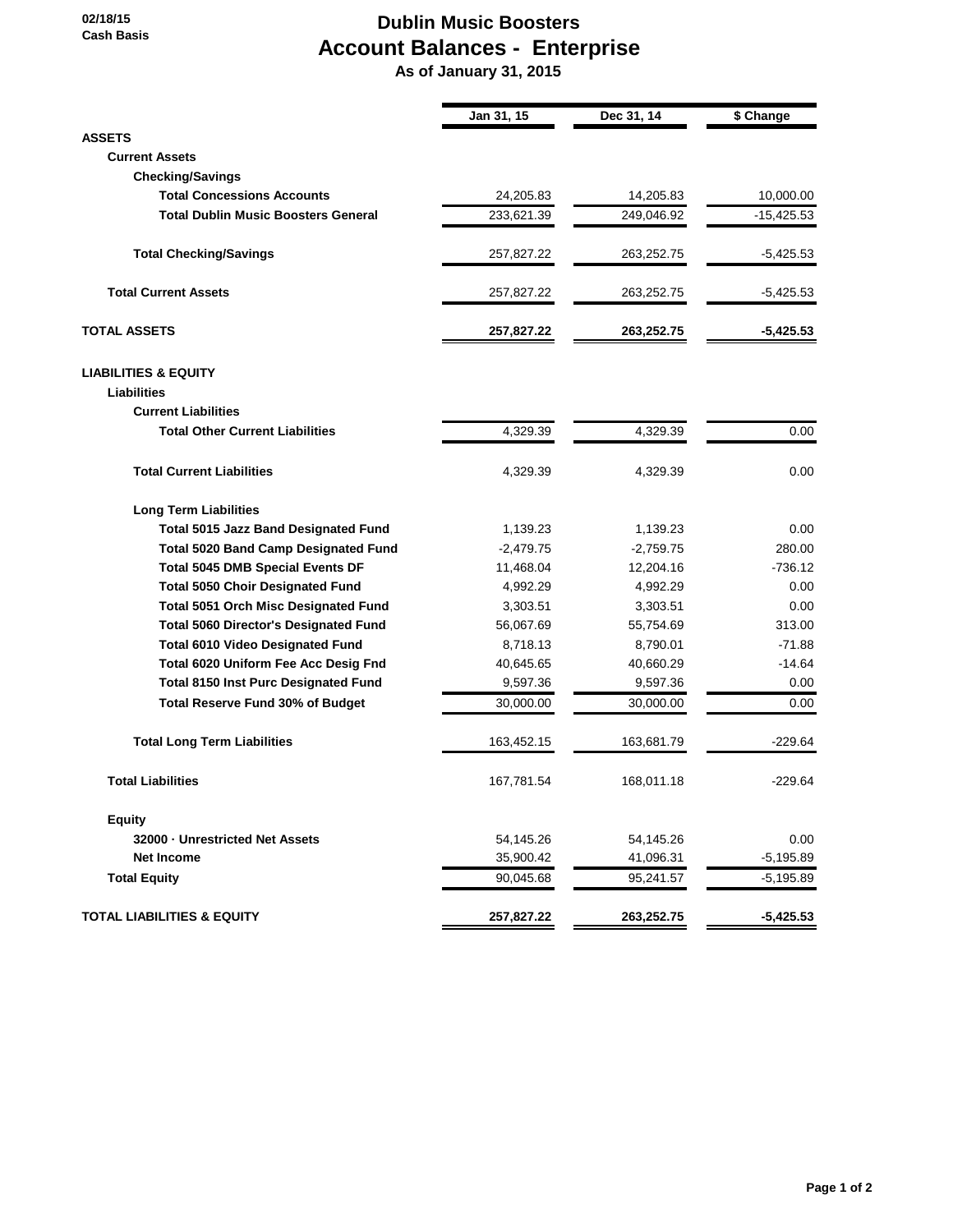02/18/15
Cash Basis

# Dublin Music Boosters
# Account Balances - Enterprise
## As of January 31, 2015

| | Jan 31, 15 | Dec 31, 14 | $ Change |
|---|---|---|---|
| **ASSETS** | | | |
| **Current Assets** | | | |
| **Checking/Savings** | | | |
| **Total Concessions Accounts** | 24,205.83 | 14,205.83 | 10,000.00 |
| **Total Dublin Music Boosters General** | 233,621.39 | 249,046.92 | -15,425.53 |
| **Total Checking/Savings** | 257,827.22 | 263,252.75 | -5,425.53 |
| **Total Current Assets** | 257,827.22 | 263,252.75 | -5,425.53 |
| **TOTAL ASSETS** | **257,827.22** | **263,252.75** | **-5,425.53** |
| **LIABILITIES & EQUITY** | | | |
| **Liabilities** | | | |
| **Current Liabilities** | | | |
| **Total Other Current Liabilities** | 4,329.39 | 4,329.39 | 0.00 |
| **Total Current Liabilities** | 4,329.39 | 4,329.39 | 0.00 |
| **Long Term Liabilities** | | | |
| **Total 5015 Jazz Band Designated Fund** | 1,139.23 | 1,139.23 | 0.00 |
| **Total 5020 Band Camp Designated Fund** | -2,479.75 | -2,759.75 | 280.00 |
| **Total 5045 DMB Special Events DF** | 11,468.04 | 12,204.16 | -736.12 |
| **Total 5050 Choir Designated Fund** | 4,992.29 | 4,992.29 | 0.00 |
| **Total 5051 Orch Misc Designated Fund** | 3,303.51 | 3,303.51 | 0.00 |
| **Total 5060 Director's Designated Fund** | 56,067.69 | 55,754.69 | 313.00 |
| **Total 6010 Video Designated Fund** | 8,718.13 | 8,790.01 | -71.88 |
| **Total 6020 Uniform Fee Acc Desig Fnd** | 40,645.65 | 40,660.29 | -14.64 |
| **Total 8150 Inst Purc Designated Fund** | 9,597.36 | 9,597.36 | 0.00 |
| **Total Reserve Fund 30% of Budget** | 30,000.00 | 30,000.00 | 0.00 |
| **Total Long Term Liabilities** | 163,452.15 | 163,681.79 | -229.64 |
| **Total Liabilities** | 167,781.54 | 168,011.18 | -229.64 |
| **Equity** | | | |
| **32000 · Unrestricted Net Assets** | 54,145.26 | 54,145.26 | 0.00 |
| **Net Income** | 35,900.42 | 41,096.31 | -5,195.89 |
| **Total Equity** | 90,045.68 | 95,241.57 | -5,195.89 |
| **TOTAL LIABILITIES & EQUITY** | **257,827.22** | **263,252.75** | **-5,425.53** |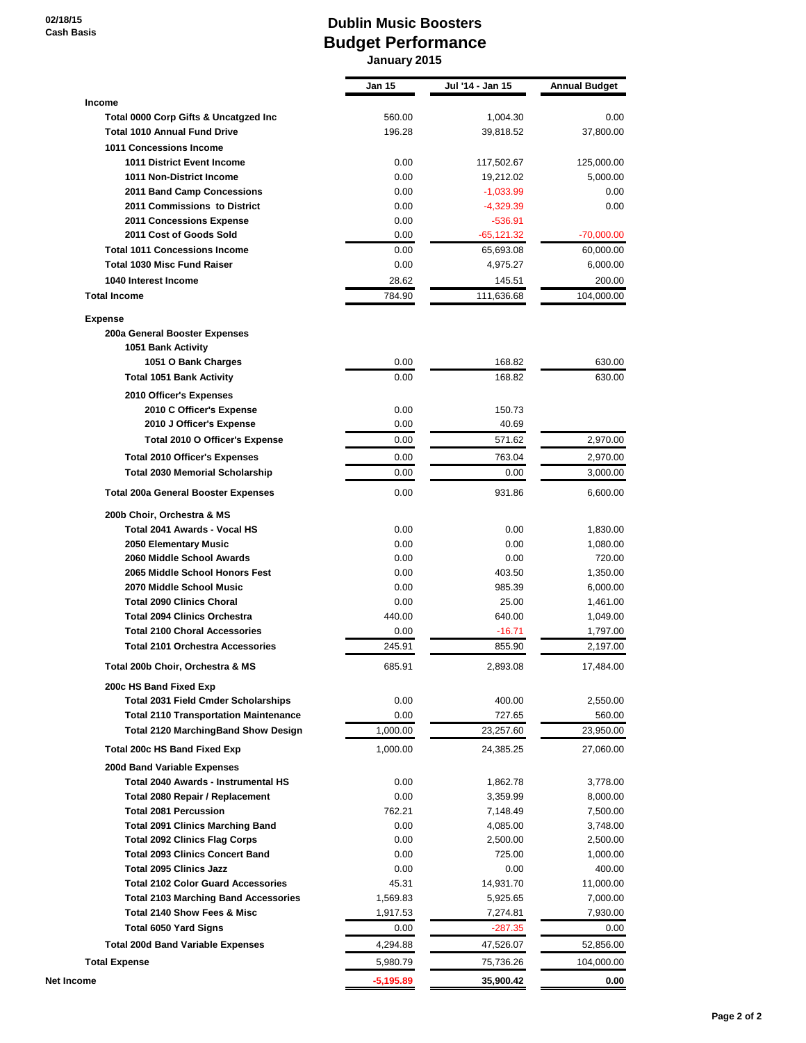02/18/15
Cash Basis

# Dublin Music Boosters
## Budget Performance
### January 2015

| | Jan 15 | Jul '14 - Jan 15 | Annual Budget |
|---|---|---|---|
| **Income** | | | |
| Total 0000 Corp Gifts & Uncatgzed Inc | 560.00 | 1,004.30 | 0.00 |
| Total 1010 Annual Fund Drive | 196.28 | 39,818.52 | 37,800.00 |
| 1011 Concessions Income | | | |
| 1011 District Event Income | 0.00 | 117,502.67 | 125,000.00 |
| 1011 Non-District Income | 0.00 | 19,212.02 | 5,000.00 |
| 2011 Band Camp Concessions | 0.00 | -1,033.99 | 0.00 |
| 2011 Commissions to District | 0.00 | -4,329.39 | 0.00 |
| 2011 Concessions Expense | 0.00 | -536.91 | |
| 2011 Cost of Goods Sold | 0.00 | -65,121.32 | -70,000.00 |
| Total 1011 Concessions Income | 0.00 | 65,693.08 | 60,000.00 |
| Total 1030 Misc Fund Raiser | 0.00 | 4,975.27 | 6,000.00 |
| 1040 Interest Income | 28.62 | 145.51 | 200.00 |
| **Total Income** | 784.90 | 111,636.68 | 104,000.00 |
| **Expense** | | | |
| 200a General Booster Expenses | | | |
| 1051 Bank Activity | | | |
| 1051 O Bank Charges | 0.00 | 168.82 | 630.00 |
| Total 1051 Bank Activity | 0.00 | 168.82 | 630.00 |
| 2010 Officer's Expenses | | | |
| 2010 C Officer's Expense | 0.00 | 150.73 | |
| 2010 J Officer's Expense | 0.00 | 40.69 | |
| Total 2010 O Officer's Expense | 0.00 | 571.62 | 2,970.00 |
| Total 2010 Officer's Expenses | 0.00 | 763.04 | 2,970.00 |
| Total 2030 Memorial Scholarship | 0.00 | 0.00 | 3,000.00 |
| Total 200a General Booster Expenses | 0.00 | 931.86 | 6,600.00 |
| 200b Choir, Orchestra & MS | | | |
| Total 2041 Awards - Vocal HS | 0.00 | 0.00 | 1,830.00 |
| 2050 Elementary Music | 0.00 | 0.00 | 1,080.00 |
| 2060 Middle School Awards | 0.00 | 0.00 | 720.00 |
| 2065 Middle School Honors Fest | 0.00 | 403.50 | 1,350.00 |
| 2070 Middle School Music | 0.00 | 985.39 | 6,000.00 |
| Total 2090 Clinics Choral | 0.00 | 25.00 | 1,461.00 |
| Total 2094 Clinics Orchestra | 440.00 | 640.00 | 1,049.00 |
| Total 2100 Choral Accessories | 0.00 | -16.71 | 1,797.00 |
| Total 2101 Orchestra Accessories | 245.91 | 855.90 | 2,197.00 |
| Total 200b Choir, Orchestra & MS | 685.91 | 2,893.08 | 17,484.00 |
| 200c HS Band Fixed Exp | | | |
| Total 2031 Field Cmder Scholarships | 0.00 | 400.00 | 2,550.00 |
| Total 2110 Transportation Maintenance | 0.00 | 727.65 | 560.00 |
| Total 2120 MarchingBand Show Design | 1,000.00 | 23,257.60 | 23,950.00 |
| Total 200c HS Band Fixed Exp | 1,000.00 | 24,385.25 | 27,060.00 |
| 200d Band Variable Expenses | | | |
| Total 2040 Awards - Instrumental HS | 0.00 | 1,862.78 | 3,778.00 |
| Total 2080 Repair / Replacement | 0.00 | 3,359.99 | 8,000.00 |
| Total 2081 Percussion | 762.21 | 7,148.49 | 7,500.00 |
| Total 2091 Clinics Marching Band | 0.00 | 4,085.00 | 3,748.00 |
| Total 2092 Clinics Flag Corps | 0.00 | 2,500.00 | 2,500.00 |
| Total 2093 Clinics Concert Band | 0.00 | 725.00 | 1,000.00 |
| Total 2095 Clinics Jazz | 0.00 | 0.00 | 400.00 |
| Total 2102 Color Guard Accessories | 45.31 | 14,931.70 | 11,000.00 |
| Total 2103 Marching Band Accessories | 1,569.83 | 5,925.65 | 7,000.00 |
| Total 2140 Show Fees & Misc | 1,917.53 | 7,274.81 | 7,930.00 |
| Total 6050 Yard Signs | 0.00 | -287.35 | 0.00 |
| Total 200d Band Variable Expenses | 4,294.88 | 47,526.07 | 52,856.00 |
| **Total Expense** | 5,980.79 | 75,736.26 | 104,000.00 |
| **Net Income** | **-5,195.89** | **35,900.42** | **0.00** |